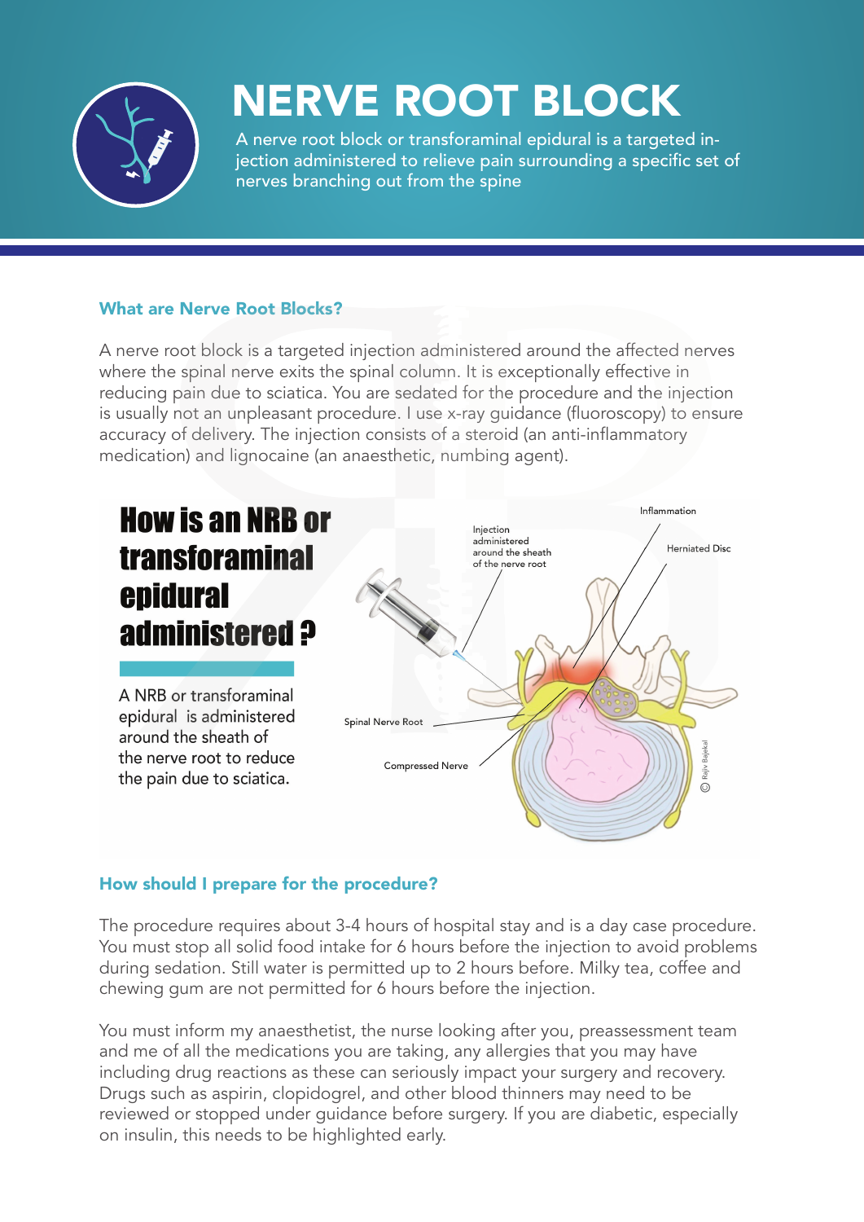# NERVE ROOT BLOCK

A nerve root block or transforaminal epidural is a targeted injection administered to relieve pain surrounding a specific set of nerves branching out from the spine

## What are Nerve Root Blocks?

A nerve root block is a targeted injection administered around the affected nerves where the spinal nerve exits the spinal column. It is exceptionally effective in reducing pain due to sciatica. You are sedated for the procedure and the injection is usually not an unpleasant procedure. I use x-ray guidance (fluoroscopy) to ensure accuracy of delivery. The injection consists of a steroid (an anti-inflammatory medication) and lignocaine (an anaesthetic, numbing agent).

## How is an NRB or transforaminal epidural administered ?

A NRB or transforaminal epidural is administered around the sheath of the nerve root to reduce the pain due to sciatica.

Injection administered around the sheath of the nerve root

Inflammation

Herniated Disc

Spinal Nerve Root

Compressed Nerve

© Rajiv Bajekal

## How should I prepare for the procedure?

The procedure requires about 3-4 hours of hospital stay and is a day case procedure. You must stop all solid food intake for 6 hours before the injection to avoid problems during sedation. Still water is permitted up to 2 hours before. Milky tea, coffee and chewing gum are not permitted for 6 hours before the injection.

You must inform my anaesthetist, the nurse looking after you, preassessment team and me of all the medications you are taking, any allergies that you may have including drug reactions as these can seriously impact your surgery and recovery. Drugs such as aspirin, clopidogrel, and other blood thinners may need to be reviewed or stopped under guidance before surgery. If you are diabetic, especially on insulin, this needs to be highlighted early.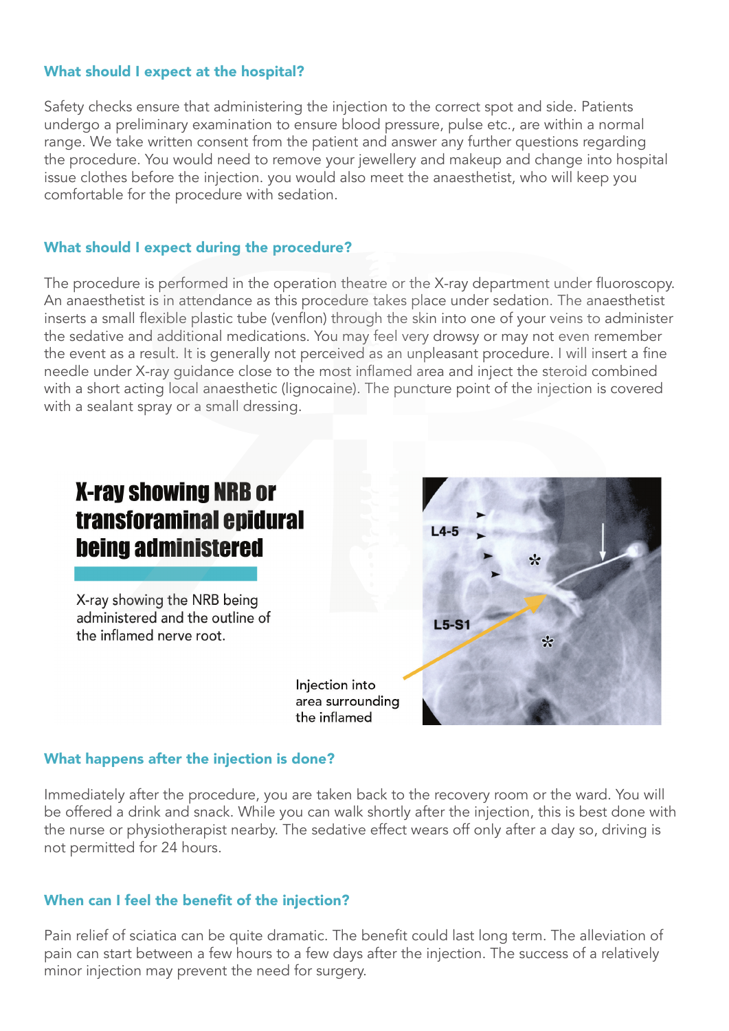### What should I expect at the hospital?

Safety checks ensure that administering the injection to the correct spot and side. Patients undergo a preliminary examination to ensure blood pressure, pulse etc., are within a normal range. We take written consent from the patient and answer any further questions regarding the procedure. You would need to remove your jewellery and makeup and change into hospital issue clothes before the injection. you would also meet the anaesthetist, who will keep you comfortable for the procedure with sedation.

### What should I expect during the procedure?

The procedure is performed in the operation theatre or the X-ray department under fluoroscopy. An anaesthetist is in attendance as this procedure takes place under sedation. The anaesthetist inserts a small flexible plastic tube (venflon) through the skin into one of your veins to administer the sedative and additional medications. You may feel very drowsy or may not even remember the event as a result. It is generally not perceived as an unpleasant procedure. I will insert a fine needle under X-ray guidance close to the most inflamed area and inject the steroid combined with a short acting local anaesthetic (lignocaine). The puncture point of the injection is covered with a sealant spray or a small dressing.

## X-ray showing NRB or transforaminal epidural being administered

X-ray showing the NRB being administered and the outline of the inflamed nerve root.

L4-5

L5-S1

Injection into area surrounding the inflamed

### What happens after the injection is done?

Immediately after the procedure, you are taken back to the recovery room or the ward. You will be offered a drink and snack. While you can walk shortly after the injection, this is best done with the nurse or physiotherapist nearby. The sedative effect wears off only after a day so, driving is not permitted for 24 hours.

### When can I feel the benefit of the injection?

Pain relief of sciatica can be quite dramatic. The benefit could last long term. The alleviation of pain can start between a few hours to a few days after the injection. The success of a relatively minor injection may prevent the need for surgery.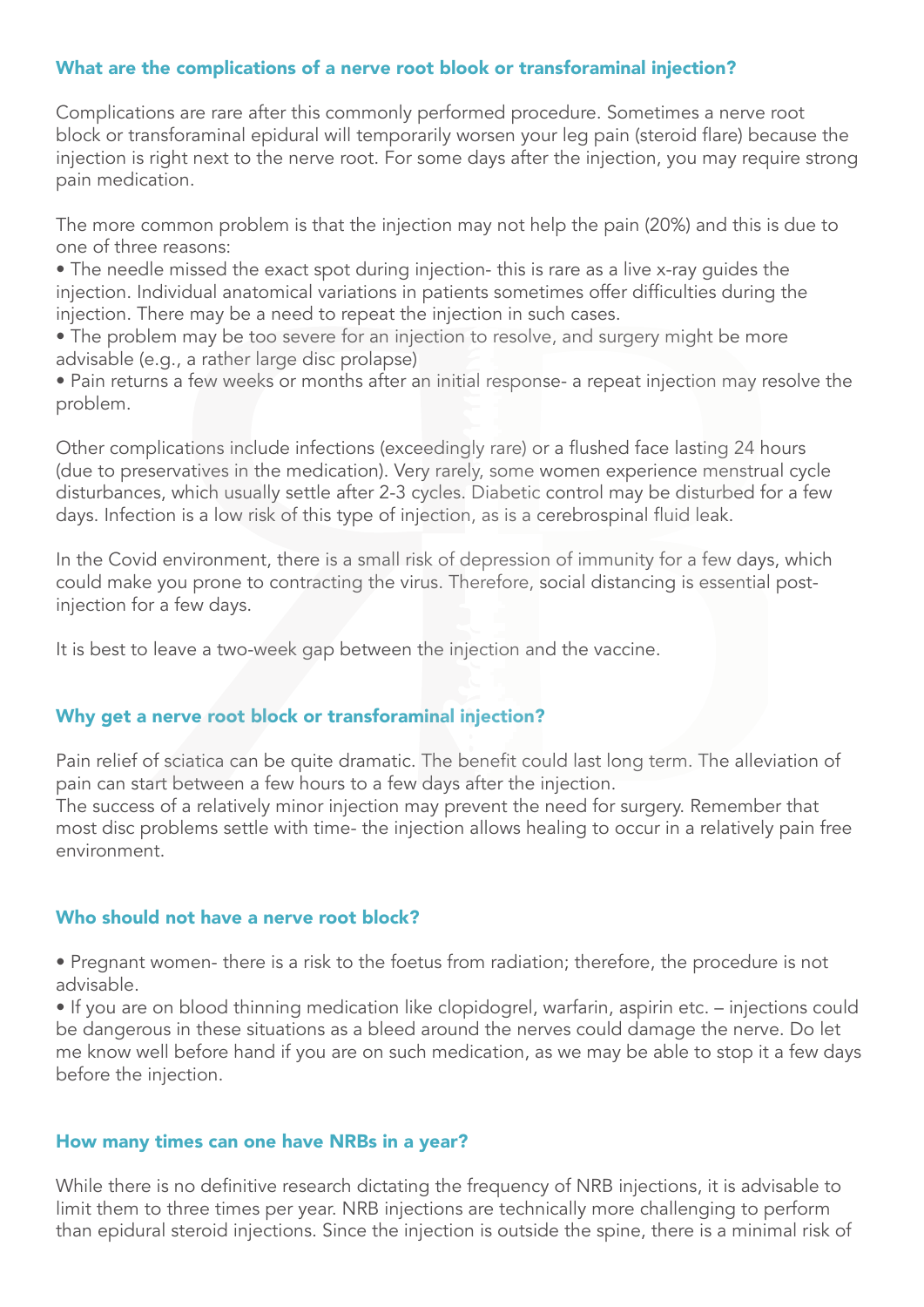## What are the complications of a nerve root blook or transforaminal injection?

Complications are rare after this commonly performed procedure. Sometimes a nerve root block or transforaminal epidural will temporarily worsen your leg pain (steroid flare) because the injection is right next to the nerve root. For some days after the injection, you may require strong pain medication.

The more common problem is that the injection may not help the pain (20%) and this is due to one of three reasons:

- The needle missed the exact spot during injection- this is rare as a live x-ray guides the injection. Individual anatomical variations in patients sometimes offer difficulties during the injection. There may be a need to repeat the injection in such cases.
- The problem may be too severe for an injection to resolve, and surgery might be more advisable (e.g., a rather large disc prolapse)
- Pain returns a few weeks or months after an initial response- a repeat injection may resolve the problem.

Other complications include infections (exceedingly rare) or a flushed face lasting 24 hours (due to preservatives in the medication). Very rarely, some women experience menstrual cycle disturbances, which usually settle after 2-3 cycles. Diabetic control may be disturbed for a few days. Infection is a low risk of this type of injection, as is a cerebrospinal fluid leak.

In the Covid environment, there is a small risk of depression of immunity for a few days, which could make you prone to contracting the virus. Therefore, social distancing is essential post-injection for a few days.

It is best to leave a two-week gap between the injection and the vaccine.

## Why get a nerve root block or transforaminal injection?

Pain relief of sciatica can be quite dramatic. The benefit could last long term. The alleviation of pain can start between a few hours to a few days after the injection.
The success of a relatively minor injection may prevent the need for surgery. Remember that most disc problems settle with time- the injection allows healing to occur in a relatively pain free environment.

## Who should not have a nerve root block?

- Pregnant women- there is a risk to the foetus from radiation; therefore, the procedure is not advisable.
- If you are on blood thinning medication like clopidogrel, warfarin, aspirin etc. – injections could be dangerous in these situations as a bleed around the nerves could damage the nerve. Do let me know well before hand if you are on such medication, as we may be able to stop it a few days before the injection.

## How many times can one have NRBs in a year?

While there is no definitive research dictating the frequency of NRB injections, it is advisable to limit them to three times per year. NRB injections are technically more challenging to perform than epidural steroid injections. Since the injection is outside the spine, there is a minimal risk of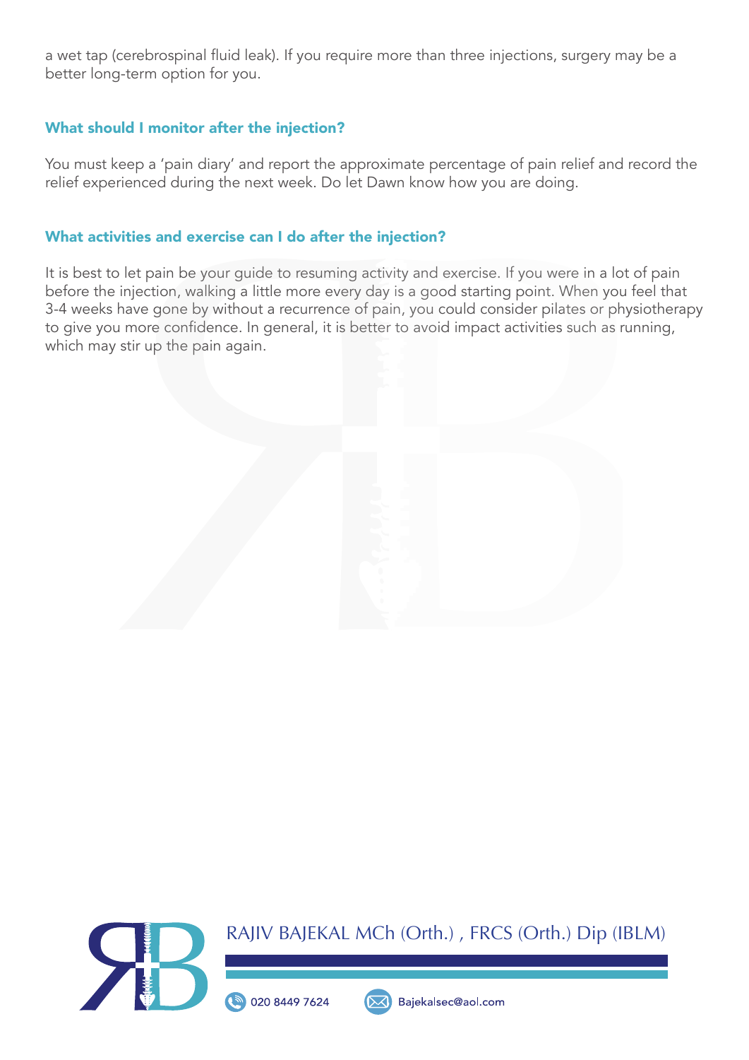a wet tap (cerebrospinal fluid leak). If you require more than three injections, surgery may be a better long-term option for you.

### What should I monitor after the injection?

You must keep a 'pain diary' and report the approximate percentage of pain relief and record the relief experienced during the next week. Do let Dawn know how you are doing.

### What activities and exercise can I do after the injection?

It is best to let pain be your guide to resuming activity and exercise. If you were in a lot of pain before the injection, walking a little more every day is a good starting point. When you feel that 3-4 weeks have gone by without a recurrence of pain, you could consider pilates or physiotherapy to give you more confidence. In general, it is better to avoid impact activities such as running, which may stir up the pain again.

RAJIV BAJEKAL MCh (Orth.) , FRCS (Orth.) Dip (IBLM)

020 8449 7624

Bajekalsec@aol.com